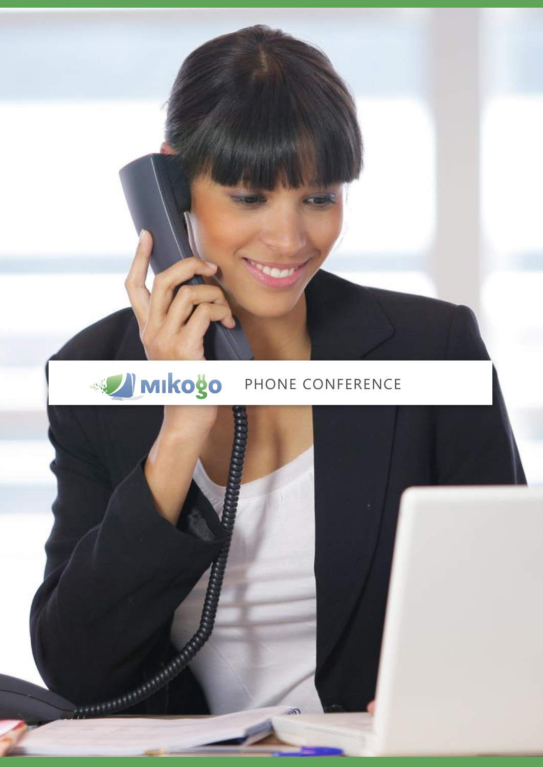# mikogo PHONE CONFERENCE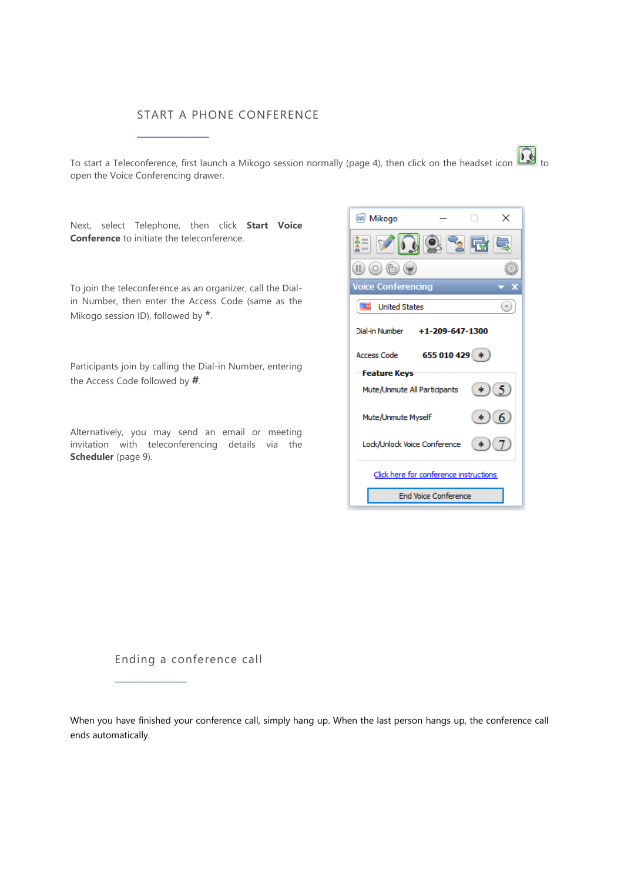## START A PHONE CONFERENCE

To start a Teleconference, first launch a Mikogo session normally (page 4), then click on the headset icon to open the Voice Conferencing drawer.

Next, select Telephone, then click **Start Voice Conference** to initiate the teleconference.

To join the teleconference as an organizer, call the Dial-in Number, then enter the Access Code (same as the Mikogo session ID), followed by *.

Participants join by calling the Dial-in Number, entering the Access Code followed by #.

Alternatively, you may send an email or meeting invitation with teleconferencing details via the **Scheduler** (page 9).

## Ending a conference call

When you have finished your conference call, simply hang up. When the last person hangs up, the conference call ends automatically.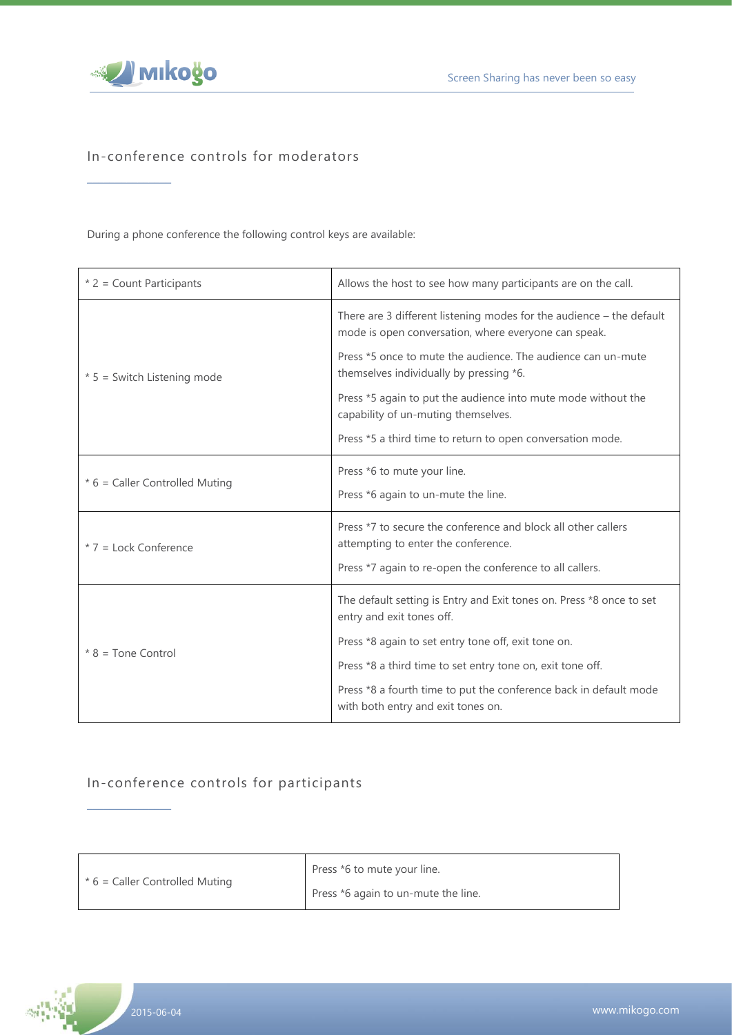## In-conference controls for moderators

During a phone conference the following control keys are available:

| | |
|---|---|
| * 2 = Count Participants | Allows the host to see how many participants are on the call. |
| * 5 = Switch Listening mode | There are 3 different listening modes for the audience – the default mode is open conversation, where everyone can speak.<br><br>Press *5 once to mute the audience. The audience can un-mute themselves individually by pressing *6.<br><br>Press *5 again to put the audience into mute mode without the capability of un-muting themselves.<br><br>Press *5 a third time to return to open conversation mode. |
| * 6 = Caller Controlled Muting | Press *6 to mute your line.<br><br>Press *6 again to un-mute the line. |
| * 7 = Lock Conference | Press *7 to secure the conference and block all other callers attempting to enter the conference.<br><br>Press *7 again to re-open the conference to all callers. |
| * 8 = Tone Control | The default setting is Entry and Exit tones on. Press *8 once to set entry and exit tones off.<br><br>Press *8 again to set entry tone off, exit tone on.<br><br>Press *8 a third time to set entry tone on, exit tone off.<br><br>Press *8 a fourth time to put the conference back in default mode with both entry and exit tones on. |

## In-conference controls for participants

| | |
|---|---|
| * 6 = Caller Controlled Muting | Press *6 to mute your line.<br><br>Press *6 again to un-mute the line. |